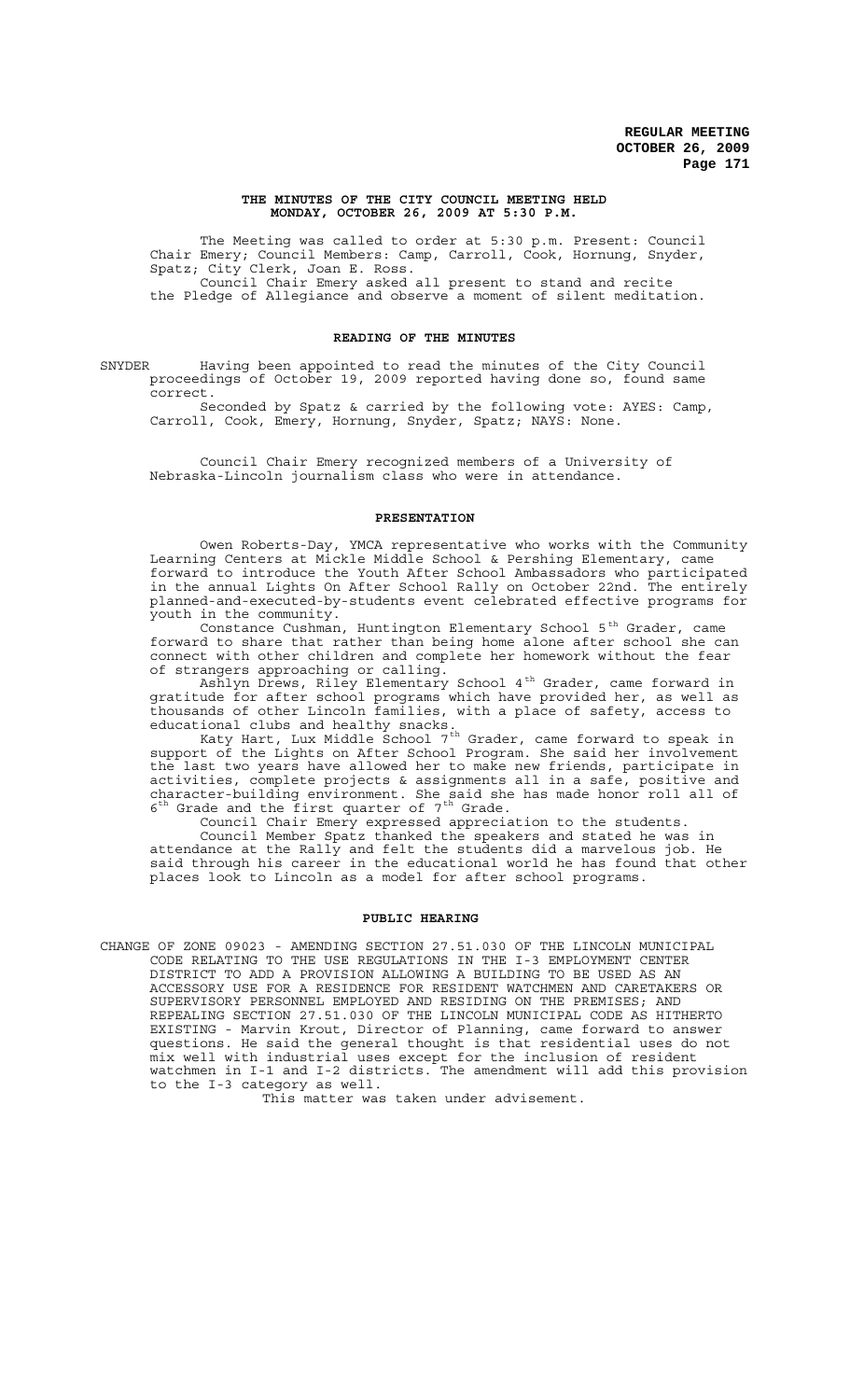# THE MINUTES OF THE CITY COUNCIL MEETING HELD MONDAY, OCTOBER 26, 2009 AT 5:30 P.M.

The Meeting was called to order at 5:30 p.m. Present: Council Chair Emery; Council Members: Camp, Carroll, Cook, Hornung, Snyder, Spatz; City Clerk, Joan E. Ross.

Council Chair Emery asked all present to stand and recite the Pledge of Allegiance and observe a moment of silent meditation.

## READING OF THE MINUTES

SNYDER Having been appointed to read the minutes of the City Council proceedings of October 19, 2009 reported having done so, found same correct.

Seconded by Spatz & carried by the following vote: AYES: Camp, Carroll, Cook, Emery, Hornung, Snyder, Spatz; NAYS: None.

Council Chair Emery recognized members of a University of Nebraska-Lincoln journalism class who were in attendance.

## PRESENTATION

Owen Roberts-Day, YMCA representative who works with the Community Learning Centers at Mickle Middle School & Pershing Elementary, came forward to introduce the Youth After School Ambassadors who participated in the annual Lights On After School Rally on October 22nd. The entirely planned-and-executed-by-students event celebrated effective programs for youth in the community.

Constance Cushman, Huntington Elementary School 5th Grader, came forward to share that rather than being home alone after school she can connect with other children and complete her homework without the fear of strangers approaching or calling.

Ashlyn Drews, Riley Elementary School 4th Grader, came forward in gratitude for after school programs which have provided her, as well as thousands of other Lincoln families, with a place of safety, access to educational clubs and healthy snacks.

Katy Hart, Lux Middle School 7th Grader, came forward to speak in support of the Lights on After School Program. She said her involvement the last two years have allowed her to make new friends, participate in activities, complete projects & assignments all in a safe, positive and character-building environment. She said she has made honor roll all of 6th Grade and the first quarter of 7th Grade.

Council Chair Emery expressed appreciation to the students.

Council Member Spatz thanked the speakers and stated he was in attendance at the Rally and felt the students did a marvelous job. He said through his career in the educational world he has found that other places look to Lincoln as a model for after school programs.

## PUBLIC HEARING

CHANGE OF ZONE 09023 - AMENDING SECTION 27.51.030 OF THE LINCOLN MUNICIPAL CODE RELATING TO THE USE REGULATIONS IN THE I-3 EMPLOYMENT CENTER DISTRICT TO ADD A PROVISION ALLOWING A BUILDING TO BE USED AS AN ACCESSORY USE FOR A RESIDENCE FOR RESIDENT WATCHMEN AND CARETAKERS OR SUPERVISORY PERSONNEL EMPLOYED AND RESIDING ON THE PREMISES; AND REPEALING SECTION 27.51.030 OF THE LINCOLN MUNICIPAL CODE AS HITHERTO EXISTING - Marvin Krout, Director of Planning, came forward to answer questions. He said the general thought is that residential uses do not mix well with industrial uses except for the inclusion of resident watchmen in I-1 and I-2 districts. The amendment will add this provision to the I-3 category as well.

This matter was taken under advisement.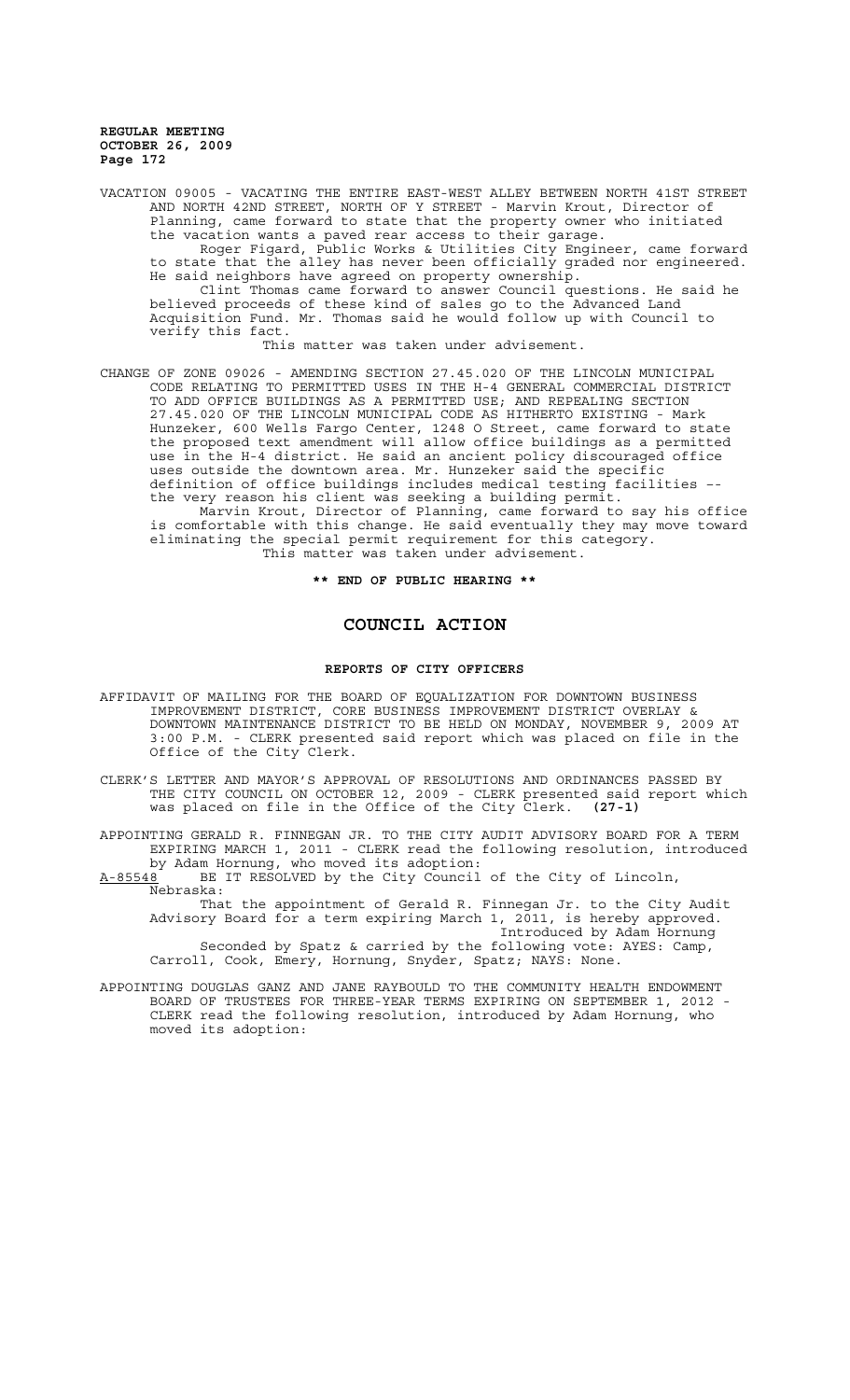VACATION 09005 - VACATING THE ENTIRE EAST-WEST ALLEY BETWEEN NORTH 41ST STREET AND NORTH 42ND STREET, NORTH OF Y STREET - Marvin Krout, Director of Planning, came forward to state that the property owner who initiated the vacation wants a paved rear access to their garage.

Roger Figard, Public Works & Utilities City Engineer, came forward to state that the alley has never been officially graded nor engineered. He said neighbors have agreed on property ownership.

Clint Thomas came forward to answer Council questions. He said he believed proceeds of these kind of sales go to the Advanced Land Acquisition Fund. Mr. Thomas said he would follow up with Council to verify this fact.

This matter was taken under advisement.

CHANGE OF ZONE 09026 - AMENDING SECTION 27.45.020 OF THE LINCOLN MUNICIPAL CODE RELATING TO PERMITTED USES IN THE H-4 GENERAL COMMERCIAL DISTRICT TO ADD OFFICE BUILDINGS AS A PERMITTED USE; AND REPEALING SECTION 27.45.020 OF THE LINCOLN MUNICIPAL CODE AS HITHERTO EXISTING - Mark Hunzeker, 600 Wells Fargo Center, 1248 O Street, came forward to state the proposed text amendment will allow office buildings as a permitted use in the H-4 district. He said an ancient policy discouraged office uses outside the downtown area. Mr. Hunzeker said the specific definition of office buildings includes medical testing facilities -- the very reason his client was seeking a building permit.

Marvin Krout, Director of Planning, came forward to say his office is comfortable with this change. He said eventually they may move toward eliminating the special permit requirement for this category.

This matter was taken under advisement.

**\*\* END OF PUBLIC HEARING \*\***

# COUNCIL ACTION

## REPORTS OF CITY OFFICERS

AFFIDAVIT OF MAILING FOR THE BOARD OF EQUALIZATION FOR DOWNTOWN BUSINESS IMPROVEMENT DISTRICT, CORE BUSINESS IMPROVEMENT DISTRICT OVERLAY & DOWNTOWN MAINTENANCE DISTRICT TO BE HELD ON MONDAY, NOVEMBER 9, 2009 AT 3:00 P.M. - CLERK presented said report which was placed on file in the Office of the City Clerk.

CLERK'S LETTER AND MAYOR'S APPROVAL OF RESOLUTIONS AND ORDINANCES PASSED BY THE CITY COUNCIL ON OCTOBER 12, 2009 - CLERK presented said report which was placed on file in the Office of the City Clerk. **(27-1)**

APPOINTING GERALD R. FINNEGAN JR. TO THE CITY AUDIT ADVISORY BOARD FOR A TERM EXPIRING MARCH 1, 2011 - CLERK read the following resolution, introduced by Adam Hornung, who moved its adoption:

A-85548 BE IT RESOLVED by the City Council of the City of Lincoln, Nebraska:

That the appointment of Gerald R. Finnegan Jr. to the City Audit Advisory Board for a term expiring March 1, 2011, is hereby approved.

Introduced by Adam Hornung

Seconded by Spatz & carried by the following vote: AYES: Camp, Carroll, Cook, Emery, Hornung, Snyder, Spatz; NAYS: None.

APPOINTING DOUGLAS GANZ AND JANE RAYBOULD TO THE COMMUNITY HEALTH ENDOWMENT BOARD OF TRUSTEES FOR THREE-YEAR TERMS EXPIRING ON SEPTEMBER 1, 2012 - CLERK read the following resolution, introduced by Adam Hornung, who moved its adoption: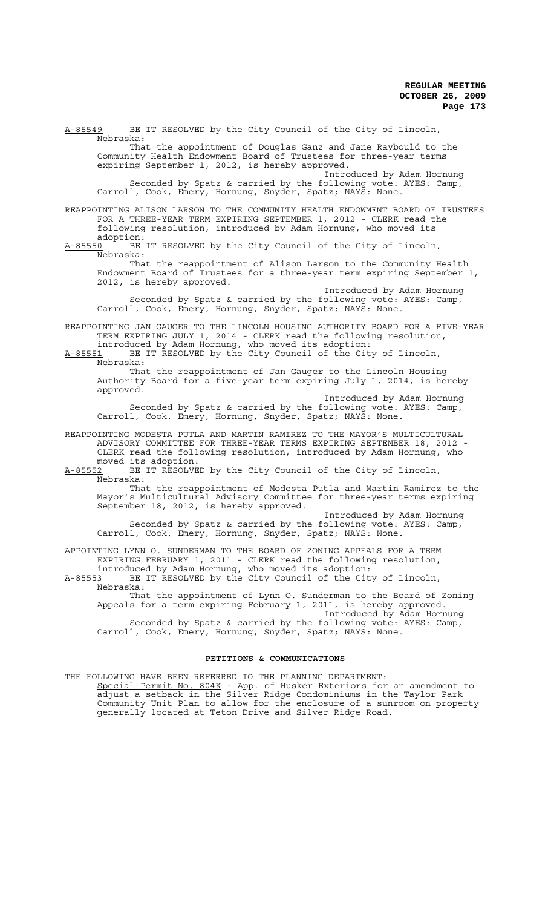A-85549 BE IT RESOLVED by the City Council of the City of Lincoln, Nebraska:

That the appointment of Douglas Ganz and Jane Raybould to the Community Health Endowment Board of Trustees for three-year terms expiring September 1, 2012, is hereby approved.

Introduced by Adam Hornung

Seconded by Spatz & carried by the following vote: AYES: Camp, Carroll, Cook, Emery, Hornung, Snyder, Spatz; NAYS: None.

REAPPOINTING ALISON LARSON TO THE COMMUNITY HEALTH ENDOWMENT BOARD OF TRUSTEES FOR A THREE-YEAR TERM EXPIRING SEPTEMBER 1, 2012 - CLERK read the following resolution, introduced by Adam Hornung, who moved its adoption:

A-85550 BE IT RESOLVED by the City Council of the City of Lincoln, Nebraska:

That the reappointment of Alison Larson to the Community Health Endowment Board of Trustees for a three-year term expiring September 1, 2012, is hereby approved.

Introduced by Adam Hornung

Seconded by Spatz & carried by the following vote: AYES: Camp, Carroll, Cook, Emery, Hornung, Snyder, Spatz; NAYS: None.

REAPPOINTING JAN GAUGER TO THE LINCOLN HOUSING AUTHORITY BOARD FOR A FIVE-YEAR TERM EXPIRING JULY 1, 2014 - CLERK read the following resolution, introduced by Adam Hornung, who moved its adoption:

A-85551 BE IT RESOLVED by the City Council of the City of Lincoln, Nebraska:

That the reappointment of Jan Gauger to the Lincoln Housing Authority Board for a five-year term expiring July 1, 2014, is hereby approved.

Introduced by Adam Hornung

Seconded by Spatz & carried by the following vote: AYES: Camp, Carroll, Cook, Emery, Hornung, Snyder, Spatz; NAYS: None.

REAPPOINTING MODESTA PUTLA AND MARTIN RAMIREZ TO THE MAYOR'S MULTICULTURAL ADVISORY COMMITTEE FOR THREE-YEAR TERMS EXPIRING SEPTEMBER 18, 2012 - CLERK read the following resolution, introduced by Adam Hornung, who moved its adoption:

A-85552 BE IT RESOLVED by the City Council of the City of Lincoln, Nebraska:

That the reappointment of Modesta Putla and Martin Ramirez to the Mayor's Multicultural Advisory Committee for three-year terms expiring September 18, 2012, is hereby approved.

Introduced by Adam Hornung

Seconded by Spatz & carried by the following vote: AYES: Camp, Carroll, Cook, Emery, Hornung, Snyder, Spatz; NAYS: None.

APPOINTING LYNN O. SUNDERMAN TO THE BOARD OF ZONING APPEALS FOR A TERM EXPIRING FEBRUARY 1, 2011 - CLERK read the following resolution, introduced by Adam Hornung, who moved its adoption:

A-85553 BE IT RESOLVED by the City Council of the City of Lincoln, Nebraska:

That the appointment of Lynn O. Sunderman to the Board of Zoning Appeals for a term expiring February 1, 2011, is hereby approved.

Introduced by Adam Hornung

Seconded by Spatz & carried by the following vote: AYES: Camp, Carroll, Cook, Emery, Hornung, Snyder, Spatz; NAYS: None.

## PETITIONS & COMMUNICATIONS

THE FOLLOWING HAVE BEEN REFERRED TO THE PLANNING DEPARTMENT:

Special Permit No. 804K - App. of Husker Exteriors for an amendment to adjust a setback in the Silver Ridge Condominiums in the Taylor Park Community Unit Plan to allow for the enclosure of a sunroom on property generally located at Teton Drive and Silver Ridge Road.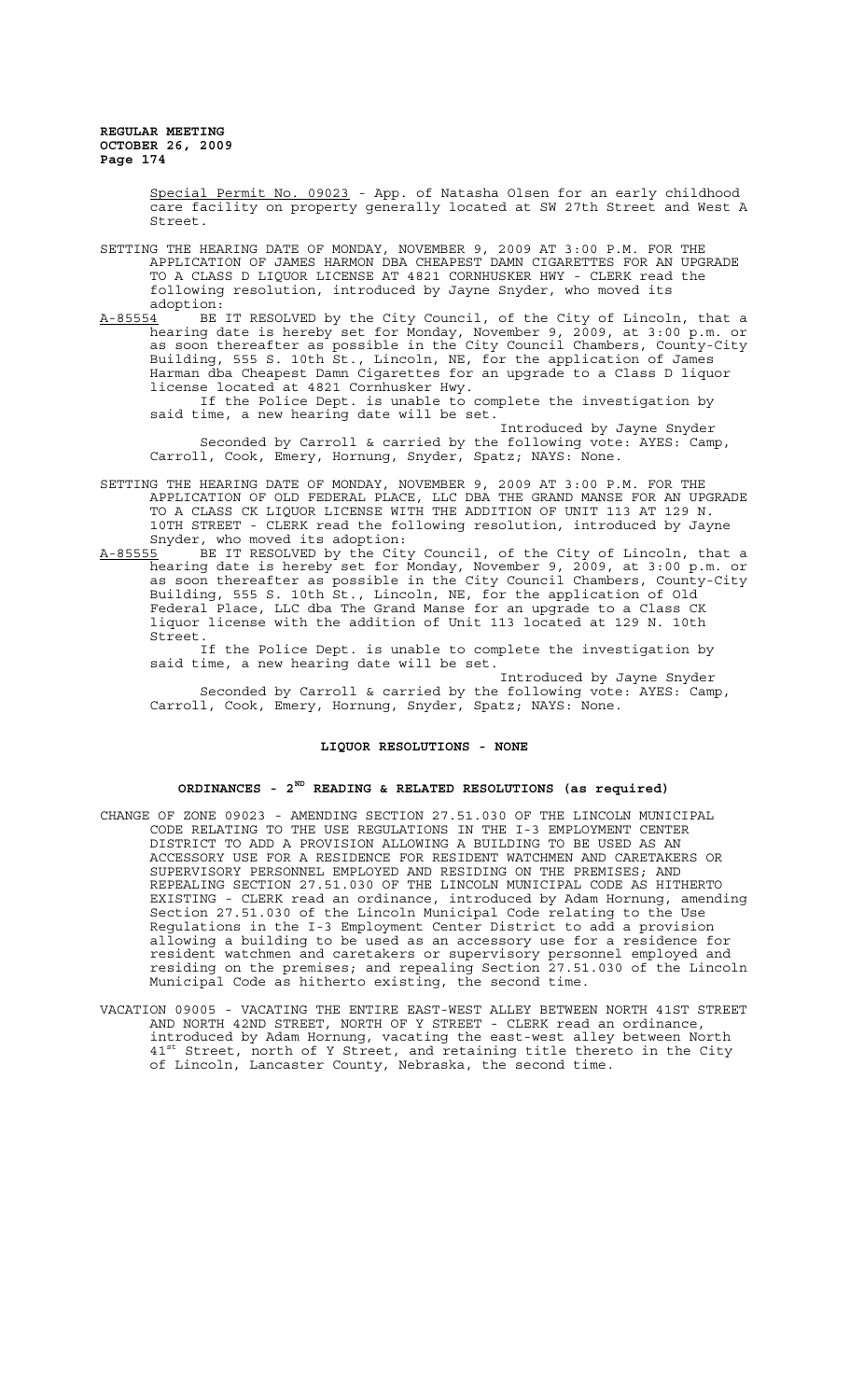Special Permit No. 09023 - App. of Natasha Olsen for an early childhood care facility on property generally located at SW 27th Street and West A Street.

SETTING THE HEARING DATE OF MONDAY, NOVEMBER 9, 2009 AT 3:00 P.M. FOR THE APPLICATION OF JAMES HARMON DBA CHEAPEST DAMN CIGARETTES FOR AN UPGRADE TO A CLASS D LIQUOR LICENSE AT 4821 CORNHUSKER HWY - CLERK read the following resolution, introduced by Jayne Snyder, who moved its adoption:

A-85554 BE IT RESOLVED by the City Council, of the City of Lincoln, that a hearing date is hereby set for Monday, November 9, 2009, at 3:00 p.m. or as soon thereafter as possible in the City Council Chambers, County-City Building, 555 S. 10th St., Lincoln, NE, for the application of James Harman dba Cheapest Damn Cigarettes for an upgrade to a Class D liquor license located at 4821 Cornhusker Hwy.

If the Police Dept. is unable to complete the investigation by said time, a new hearing date will be set.

Introduced by Jayne Snyder

Seconded by Carroll & carried by the following vote: AYES: Camp, Carroll, Cook, Emery, Hornung, Snyder, Spatz; NAYS: None.

SETTING THE HEARING DATE OF MONDAY, NOVEMBER 9, 2009 AT 3:00 P.M. FOR THE APPLICATION OF OLD FEDERAL PLACE, LLC DBA THE GRAND MANSE FOR AN UPGRADE TO A CLASS CK LIQUOR LICENSE WITH THE ADDITION OF UNIT 113 AT 129 N. 10TH STREET - CLERK read the following resolution, introduced by Jayne Snyder, who moved its adoption:

A-85555 BE IT RESOLVED by the City Council, of the City of Lincoln, that a hearing date is hereby set for Monday, November 9, 2009, at 3:00 p.m. or as soon thereafter as possible in the City Council Chambers, County-City Building, 555 S. 10th St., Lincoln, NE, for the application of Old Federal Place, LLC dba The Grand Manse for an upgrade to a Class CK liquor license with the addition of Unit 113 located at 129 N. 10th Street.

If the Police Dept. is unable to complete the investigation by said time, a new hearing date will be set.

Introduced by Jayne Snyder

Seconded by Carroll & carried by the following vote: AYES: Camp, Carroll, Cook, Emery, Hornung, Snyder, Spatz; NAYS: None.

## LIQUOR RESOLUTIONS - NONE

## ORDINANCES - 2ND READING & RELATED RESOLUTIONS (as required)

CHANGE OF ZONE 09023 - AMENDING SECTION 27.51.030 OF THE LINCOLN MUNICIPAL CODE RELATING TO THE USE REGULATIONS IN THE I-3 EMPLOYMENT CENTER DISTRICT TO ADD A PROVISION ALLOWING A BUILDING TO BE USED AS AN ACCESSORY USE FOR A RESIDENCE FOR RESIDENT WATCHMEN AND CARETAKERS OR SUPERVISORY PERSONNEL EMPLOYED AND RESIDING ON THE PREMISES; AND REPEALING SECTION 27.51.030 OF THE LINCOLN MUNICIPAL CODE AS HITHERTO EXISTING - CLERK read an ordinance, introduced by Adam Hornung, amending Section 27.51.030 of the Lincoln Municipal Code relating to the Use Regulations in the I-3 Employment Center District to add a provision allowing a building to be used as an accessory use for a residence for resident watchmen and caretakers or supervisory personnel employed and residing on the premises; and repealing Section 27.51.030 of the Lincoln Municipal Code as hitherto existing, the second time.

VACATION 09005 - VACATING THE ENTIRE EAST-WEST ALLEY BETWEEN NORTH 41ST STREET AND NORTH 42ND STREET, NORTH OF Y STREET - CLERK read an ordinance, introduced by Adam Hornung, vacating the east-west alley between North 41st Street, north of Y Street, and retaining title thereto in the City of Lincoln, Lancaster County, Nebraska, the second time.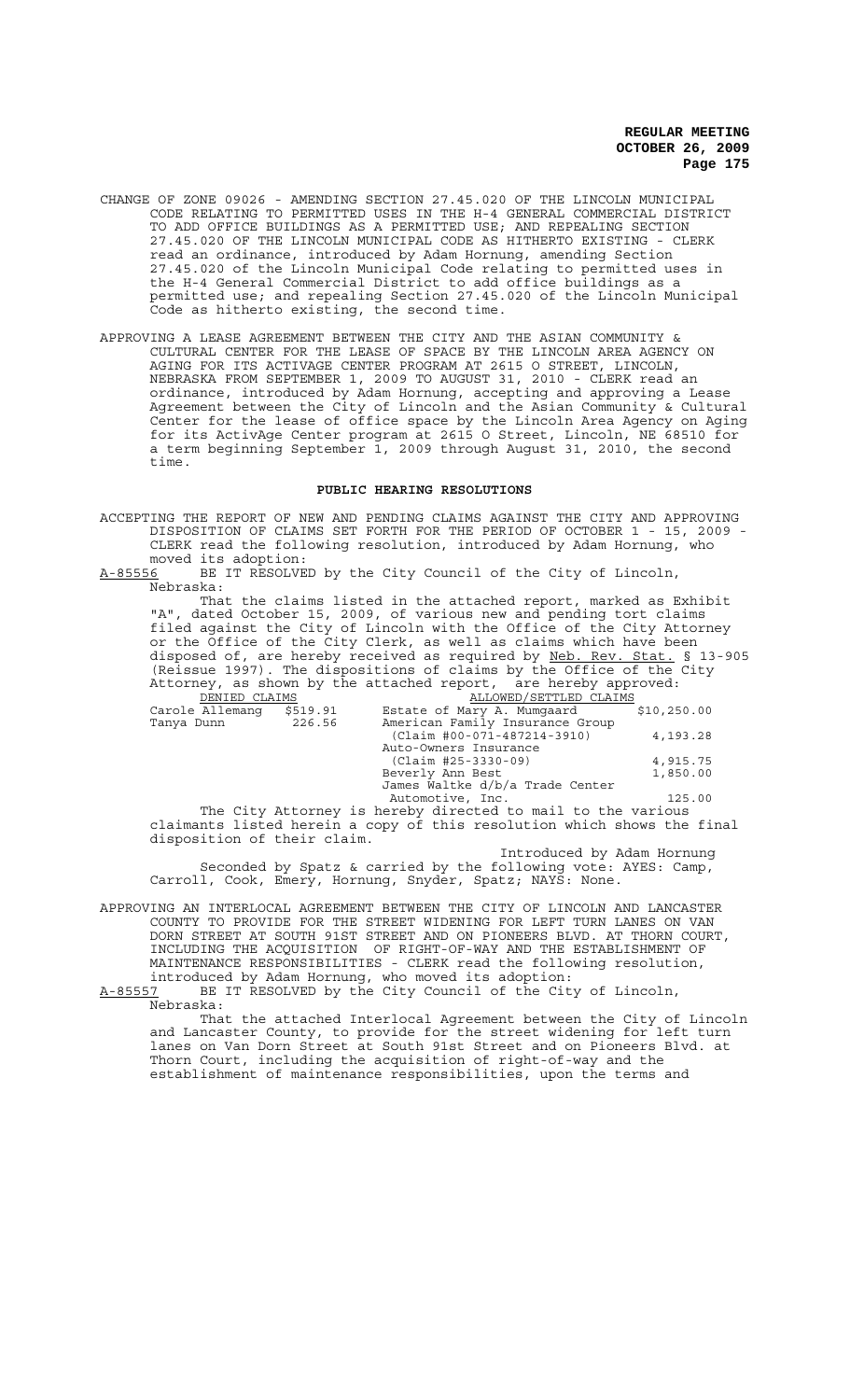CHANGE OF ZONE 09026 - AMENDING SECTION 27.45.020 OF THE LINCOLN MUNICIPAL CODE RELATING TO PERMITTED USES IN THE H-4 GENERAL COMMERCIAL DISTRICT TO ADD OFFICE BUILDINGS AS A PERMITTED USE; AND REPEALING SECTION 27.45.020 OF THE LINCOLN MUNICIPAL CODE AS HITHERTO EXISTING - CLERK read an ordinance, introduced by Adam Hornung, amending Section 27.45.020 of the Lincoln Municipal Code relating to permitted uses in the H-4 General Commercial District to add office buildings as a permitted use; and repealing Section 27.45.020 of the Lincoln Municipal Code as hitherto existing, the second time.

APPROVING A LEASE AGREEMENT BETWEEN THE CITY AND THE ASIAN COMMUNITY & CULTURAL CENTER FOR THE LEASE OF SPACE BY THE LINCOLN AREA AGENCY ON AGING FOR ITS ACTIVAGE CENTER PROGRAM AT 2615 O STREET, LINCOLN, NEBRASKA FROM SEPTEMBER 1, 2009 TO AUGUST 31, 2010 - CLERK read an ordinance, introduced by Adam Hornung, accepting and approving a Lease Agreement between the City of Lincoln and the Asian Community & Cultural Center for the lease of office space by the Lincoln Area Agency on Aging for its ActivAge Center program at 2615 O Street, Lincoln, NE 68510 for a term beginning September 1, 2009 through August 31, 2010, the second time.

## PUBLIC HEARING RESOLUTIONS

ACCEPTING THE REPORT OF NEW AND PENDING CLAIMS AGAINST THE CITY AND APPROVING DISPOSITION OF CLAIMS SET FORTH FOR THE PERIOD OF OCTOBER 1 - 15, 2009 - CLERK read the following resolution, introduced by Adam Hornung, who moved its adoption:

A-85556 BE IT RESOLVED by the City Council of the City of Lincoln, Nebraska:

That the claims listed in the attached report, marked as Exhibit "A", dated October 15, 2009, of various new and pending tort claims filed against the City of Lincoln with the Office of the City Attorney or the Office of the City Clerk, as well as claims which have been disposed of, are hereby received as required by Neb. Rev. Stat. § 13-905 (Reissue 1997). The dispositions of claims by the Office of the City Attorney, as shown by the attached report, are hereby approved:

| DENIED CLAIMS | | ALLOWED/SETTLED CLAIMS | |
|---|---|---|---|
| Carole Allemang | $519.91 | Estate of Mary A. Mumgaard | $10,250.00 |
| Tanya Dunn | 226.56 | American Family Insurance Group (Claim #00-071-487214-3910) | 4,193.28 |
| | | Auto-Owners Insurance (Claim #25-3330-09) | 4,915.75 |
| | | Beverly Ann Best | 1,850.00 |
| | | James Waltke d/b/a Trade Center Automotive, Inc. | 125.00 |

The City Attorney is hereby directed to mail to the various claimants listed herein a copy of this resolution which shows the final disposition of their claim.

Introduced by Adam Hornung

Seconded by Spatz & carried by the following vote: AYES: Camp, Carroll, Cook, Emery, Hornung, Snyder, Spatz; NAYS: None.

APPROVING AN INTERLOCAL AGREEMENT BETWEEN THE CITY OF LINCOLN AND LANCASTER COUNTY TO PROVIDE FOR THE STREET WIDENING FOR LEFT TURN LANES ON VAN DORN STREET AT SOUTH 91ST STREET AND ON PIONEERS BLVD. AT THORN COURT, INCLUDING THE ACQUISITION OF RIGHT-OF-WAY AND THE ESTABLISHMENT OF MAINTENANCE RESPONSIBILITIES - CLERK read the following resolution, introduced by Adam Hornung, who moved its adoption:

A-85557 BE IT RESOLVED by the City Council of the City of Lincoln, Nebraska:

That the attached Interlocal Agreement between the City of Lincoln and Lancaster County, to provide for the street widening for left turn lanes on Van Dorn Street at South 91st Street and on Pioneers Blvd. at Thorn Court, including the acquisition of right-of-way and the establishment of maintenance responsibilities, upon the terms and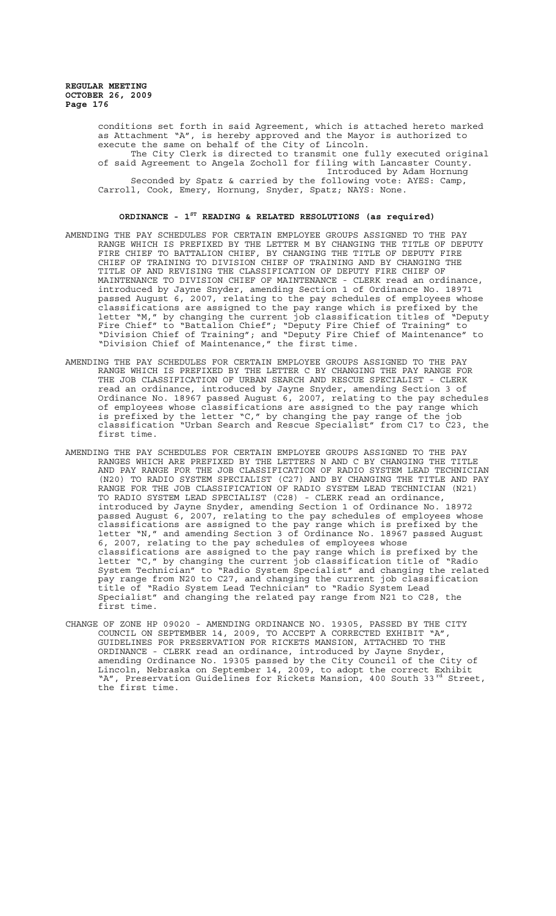conditions set forth in said Agreement, which is attached hereto marked as Attachment "A", is hereby approved and the Mayor is authorized to execute the same on behalf of the City of Lincoln.

The City Clerk is directed to transmit one fully executed original of said Agreement to Angela Zocholl for filing with Lancaster County.

Introduced by Adam Hornung

Seconded by Spatz & carried by the following vote: AYES: Camp, Carroll, Cook, Emery, Hornung, Snyder, Spatz; NAYS: None.

## ORDINANCE - 1ST READING & RELATED RESOLUTIONS (as required)

AMENDING THE PAY SCHEDULES FOR CERTAIN EMPLOYEE GROUPS ASSIGNED TO THE PAY RANGE WHICH IS PREFIXED BY THE LETTER M BY CHANGING THE TITLE OF DEPUTY FIRE CHIEF TO BATTALION CHIEF, BY CHANGING THE TITLE OF DEPUTY FIRE CHIEF OF TRAINING TO DIVISION CHIEF OF TRAINING AND BY CHANGING THE TITLE OF AND REVISING THE CLASSIFICATION OF DEPUTY FIRE CHIEF OF MAINTENANCE TO DIVISION CHIEF OF MAINTENANCE - CLERK read an ordinance, introduced by Jayne Snyder, amending Section 1 of Ordinance No. 18971 passed August 6, 2007, relating to the pay schedules of employees whose classifications are assigned to the pay range which is prefixed by the letter "M," by changing the current job classification titles of "Deputy Fire Chief" to "Battalion Chief"; "Deputy Fire Chief of Training" to "Division Chief of Training"; and "Deputy Fire Chief of Maintenance" to "Division Chief of Maintenance," the first time.

AMENDING THE PAY SCHEDULES FOR CERTAIN EMPLOYEE GROUPS ASSIGNED TO THE PAY RANGE WHICH IS PREFIXED BY THE LETTER C BY CHANGING THE PAY RANGE FOR THE JOB CLASSIFICATION OF URBAN SEARCH AND RESCUE SPECIALIST - CLERK read an ordinance, introduced by Jayne Snyder, amending Section 3 of Ordinance No. 18967 passed August 6, 2007, relating to the pay schedules of employees whose classifications are assigned to the pay range which is prefixed by the letter "C," by changing the pay range of the job classification "Urban Search and Rescue Specialist" from C17 to C23, the first time.

AMENDING THE PAY SCHEDULES FOR CERTAIN EMPLOYEE GROUPS ASSIGNED TO THE PAY RANGES WHICH ARE PREFIXED BY THE LETTERS N AND C BY CHANGING THE TITLE AND PAY RANGE FOR THE JOB CLASSIFICATION OF RADIO SYSTEM LEAD TECHNICIAN (N20) TO RADIO SYSTEM SPECIALIST (C27) AND BY CHANGING THE TITLE AND PAY RANGE FOR THE JOB CLASSIFICATION OF RADIO SYSTEM LEAD TECHNICIAN (N21) TO RADIO SYSTEM LEAD SPECIALIST (C28) - CLERK read an ordinance, introduced by Jayne Snyder, amending Section 1 of Ordinance No. 18972 passed August 6, 2007, relating to the pay schedules of employees whose classifications are assigned to the pay range which is prefixed by the letter "N," and amending Section 3 of Ordinance No. 18967 passed August 6, 2007, relating to the pay schedules of employees whose classifications are assigned to the pay range which is prefixed by the letter "C," by changing the current job classification title of "Radio System Technician" to "Radio System Specialist" and changing the related pay range from N20 to C27, and changing the current job classification title of "Radio System Lead Technician" to "Radio System Lead Specialist" and changing the related pay range from N21 to C28, the first time.

CHANGE OF ZONE HP 09020 - AMENDING ORDINANCE NO. 19305, PASSED BY THE CITY COUNCIL ON SEPTEMBER 14, 2009, TO ACCEPT A CORRECTED EXHIBIT "A", GUIDELINES FOR PRESERVATION FOR RICKETS MANSION, ATTACHED TO THE ORDINANCE - CLERK read an ordinance, introduced by Jayne Snyder, amending Ordinance No. 19305 passed by the City Council of the City of Lincoln, Nebraska on September 14, 2009, to adopt the correct Exhibit "A", Preservation Guidelines for Rickets Mansion, 400 South 33rd Street, the first time.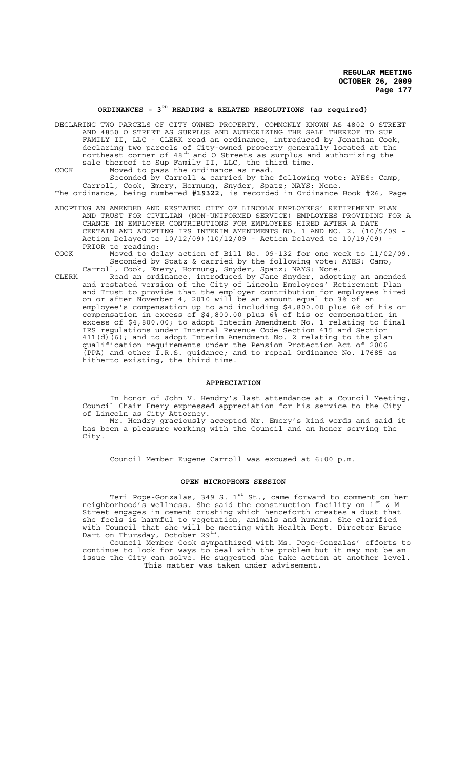## ORDINANCES - 3[RD] READING & RELATED RESOLUTIONS (as required)

DECLARING TWO PARCELS OF CITY OWNED PROPERTY, COMMONLY KNOWN AS 4802 O STREET AND 4850 O STREET AS SURPLUS AND AUTHORIZING THE SALE THEREOF TO SUP FAMILY II, LLC - CLERK read an ordinance, introduced by Jonathan Cook, declaring two parcels of City-owned property generally located at the northeast corner of 48[th] and O Streets as surplus and authorizing the sale thereof to Sup Family II, LLC, the third time.

COOK Moved to pass the ordinance as read.
Seconded by Carroll & carried by the following vote: AYES: Camp, Carroll, Cook, Emery, Hornung, Snyder, Spatz; NAYS: None.

The ordinance, being numbered **#19322**, is recorded in Ordinance Book #26, Page

ADOPTING AN AMENDED AND RESTATED CITY OF LINCOLN EMPLOYEES' RETIREMENT PLAN AND TRUST FOR CIVILIAN (NON-UNIFORMED SERVICE) EMPLOYEES PROVIDING FOR A CHANGE IN EMPLOYER CONTRIBUTIONS FOR EMPLOYEES HIRED AFTER A DATE CERTAIN AND ADOPTING IRS INTERIM AMENDMENTS NO. 1 AND NO. 2. (10/5/09 - Action Delayed to 10/12/09)(10/12/09 - Action Delayed to 10/19/09) - PRIOR to reading:

COOK Moved to delay action of Bill No. 09-132 for one week to 11/02/09.
Seconded by Spatz & carried by the following vote: AYES: Camp, Carroll, Cook, Emery, Hornung, Snyder, Spatz; NAYS: None.

CLERK Read an ordinance, introduced by Jane Snyder, adopting an amended and restated version of the City of Lincoln Employees' Retirement Plan and Trust to provide that the employer contribution for employees hired on or after November 4, 2010 will be an amount equal to 3% of an employee's compensation up to and including $4,800.00 plus 6% of his or compensation in excess of $4,800.00 plus 6% of his or compensation in excess of $4,800.00; to adopt Interim Amendment No. 1 relating to final IRS regulations under Internal Revenue Code Section 415 and Section 411(d)(6); and to adopt Interim Amendment No. 2 relating to the plan qualification requirements under the Pension Protection Act of 2006 (PPA) and other I.R.S. guidance; and to repeal Ordinance No. 17685 as hitherto existing, the third time.

## APPRECIATION

In honor of John V. Hendry's last attendance at a Council Meeting, Council Chair Emery expressed appreciation for his service to the City of Lincoln as City Attorney.

Mr. Hendry graciously accepted Mr. Emery's kind words and said it has been a pleasure working with the Council and an honor serving the City.

Council Member Eugene Carroll was excused at 6:00 p.m.

## OPEN MICROPHONE SESSION

Teri Pope-Gonzalas, 349 S. 1[st] St., came forward to comment on her neighborhood's wellness. She said the construction facility on 1[st] & M Street engages in cement crushing which henceforth creates a dust that she feels is harmful to vegetation, animals and humans. She clarified with Council that she will be meeting with Health Dept. Director Bruce Dart on Thursday, October 29[th].

Council Member Cook sympathized with Ms. Pope-Gonzalas' efforts to continue to look for ways to deal with the problem but it may not be an issue the City can solve. He suggested she take action at another level.

This matter was taken under advisement.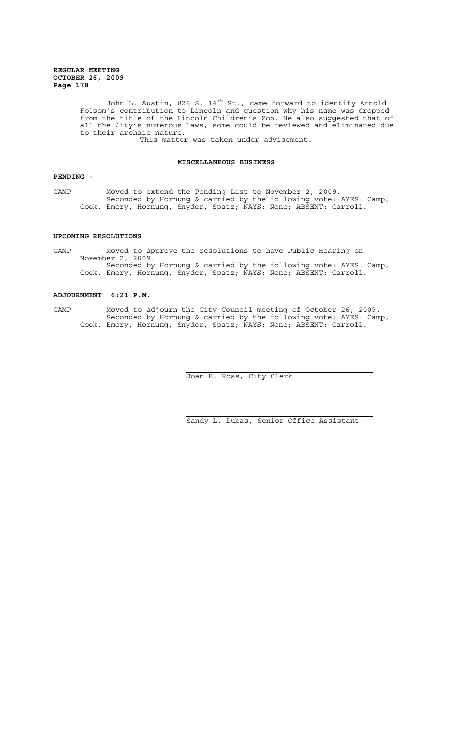John L. Austin, 826 S. $14^{th}$ St., came forward to identify Arnold Folsom's contribution to Lincoln and question why his name was dropped from the title of the Lincoln Children's Zoo. He also suggested that of all the City's numerous laws, some could be reviewed and eliminated due to their archaic nature.

This matter was taken under advisement.

## MISCELLANEOUS BUSINESS

**PENDING -**

CAMP Moved to extend the Pending List to November 2, 2009.
Seconded by Hornung & carried by the following vote: AYES: Camp, Cook, Emery, Hornung, Snyder, Spatz; NAYS: None; ABSENT: Carroll.

**UPCOMING RESOLUTIONS**

CAMP Moved to approve the resolutions to have Public Hearing on November 2, 2009.
Seconded by Hornung & carried by the following vote: AYES: Camp, Cook, Emery, Hornung, Snyder, Spatz; NAYS: None; ABSENT: Carroll.

**ADJOURNMENT 6:21 P.M.**

CAMP Moved to adjourn the City Council meeting of October 26, 2009.
Seconded by Hornung & carried by the following vote: AYES: Camp, Cook, Emery, Hornung, Snyder, Spatz; NAYS: None; ABSENT: Carroll.

Joan E. Ross, City Clerk

Sandy L. Dubas, Senior Office Assistant